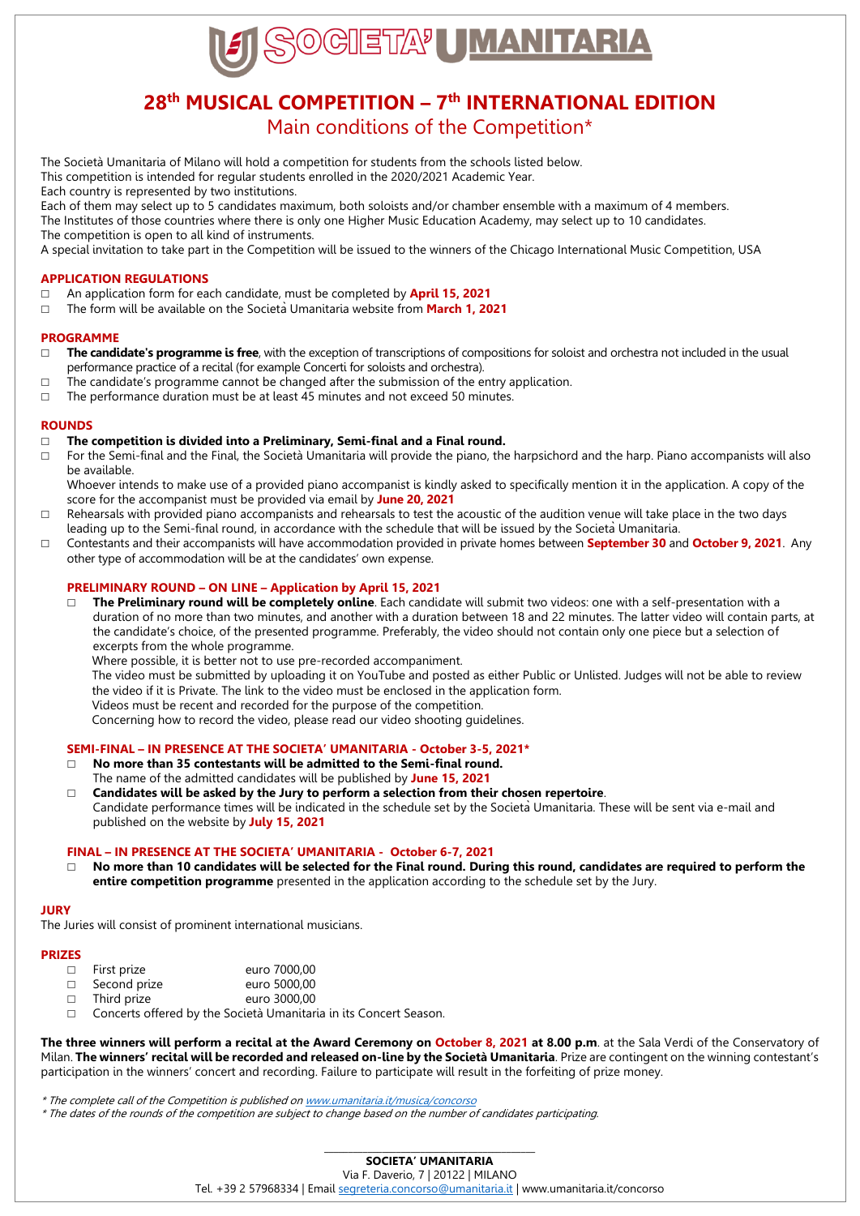# SOCIETA' UMANITARIA

## 28th MUSICAL COMPETITION – 7th INTERNATIONAL EDITION

### Main conditions of the Competition*

The Società Umanitaria of Milano will hold a competition for students from the schools listed below.
This competition is intended for regular students enrolled in the 2020/2021 Academic Year.
Each country is represented by two institutions.
Each of them may select up to 5 candidates maximum, both soloists and/or chamber ensemble with a maximum of 4 members.
The Institutes of those countries where there is only one Higher Music Education Academy, may select up to 10 candidates.
The competition is open to all kind of instruments.
A special invitation to take part in the Competition will be issued to the winners of the Chicago International Music Competition, USA

### APPLICATION REGULATIONS

- An application form for each candidate, must be completed by **April 15, 2021**
- The form will be available on the Società Umanitaria website from **March 1, 2021**

### PROGRAMME

- **The candidate's programme is free**, with the exception of transcriptions of compositions for soloist and orchestra not included in the usual performance practice of a recital (for example Concerti for soloists and orchestra).
- The candidate's programme cannot be changed after the submission of the entry application.
- The performance duration must be at least 45 minutes and not exceed 50 minutes.

### ROUNDS

- **The competition is divided into a Preliminary, Semi-final and a Final round.**
- For the Semi-final and the Final, the Società Umanitaria will provide the piano, the harpsichord and the harp. Piano accompanists will also be available.
  Whoever intends to make use of a provided piano accompanist is kindly asked to specifically mention it in the application. A copy of the score for the accompanist must be provided via email by **June 20, 2021**
- Rehearsals with provided piano accompanists and rehearsals to test the acoustic of the audition venue will take place in the two days leading up to the Semi-final round, in accordance with the schedule that will be issued by the Società Umanitaria.
- Contestants and their accompanists will have accommodation provided in private homes between **September 30** and **October 9, 2021**. Any other type of accommodation will be at the candidates' own expense.

#### PRELIMINARY ROUND – ON LINE – Application by April 15, 2021

- **The Preliminary round will be completely online**. Each candidate will submit two videos: one with a self-presentation with a duration of no more than two minutes, and another with a duration between 18 and 22 minutes. The latter video will contain parts, at the candidate's choice, of the presented programme. Preferably, the video should not contain only one piece but a selection of excerpts from the whole programme.
  Where possible, it is better not to use pre-recorded accompaniment.
  The video must be submitted by uploading it on YouTube and posted as either Public or Unlisted. Judges will not be able to review the video if it is Private. The link to the video must be enclosed in the application form.
  Videos must be recent and recorded for the purpose of the competition.
  Concerning how to record the video, please read our video shooting guidelines.

#### SEMI-FINAL – IN PRESENCE AT THE SOCIETA' UMANITARIA - October 3-5, 2021*

- **No more than 35 contestants will be admitted to the Semi-final round.**
  The name of the admitted candidates will be published by **June 15, 2021**
- **Candidates will be asked by the Jury to perform a selection from their chosen repertoire**.
  Candidate performance times will be indicated in the schedule set by the Società Umanitaria. These will be sent via e-mail and published on the website by **July 15, 2021**

#### FINAL – IN PRESENCE AT THE SOCIETA' UMANITARIA - October 6-7, 2021

- **No more than 10 candidates will be selected for the Final round. During this round, candidates are required to perform the entire competition programme** presented in the application according to the schedule set by the Jury.

### JURY

The Juries will consist of prominent international musicians.

### PRIZES

- First prize euro 7000,00
- Second prize euro 5000,00
- Third prize euro 3000,00
- Concerts offered by the Società Umanitaria in its Concert Season.

**The three winners will perform a recital at the Award Ceremony on October 8, 2021 at 8.00 p.m**. at the Sala Verdi of the Conservatory of Milan. **The winners' recital will be recorded and released on-line by the Società Umanitaria**. Prize are contingent on the winning contestant's participation in the winners' concert and recording. Failure to participate will result in the forfeiting of prize money.

*\* The complete call of the Competition is published on www.umanitaria.it/musica/concorso*
*\* The dates of the rounds of the competition are subject to change based on the number of candidates participating.*

**SOCIETA' UMANITARIA**
Via F. Daverio, 7 | 20122 | MILANO
Tel. +39 2 57968334 | Email segreteria.concorso@umanitaria.it | www.umanitaria.it/concorso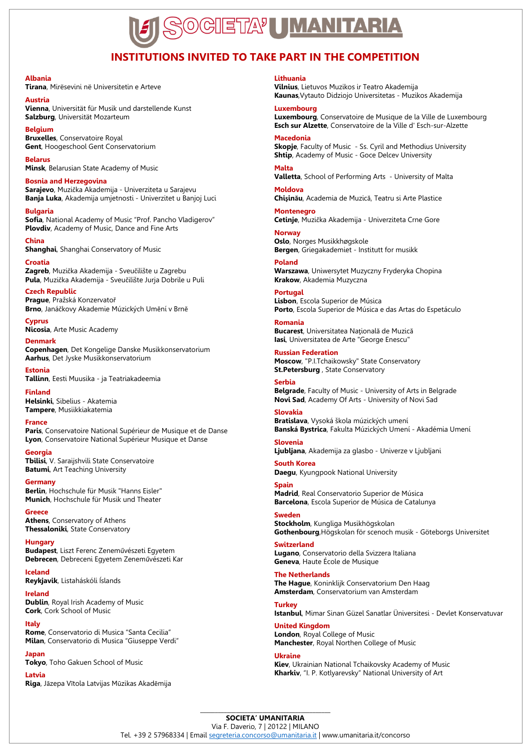# SOCIETA' UMANITARIA

## INSTITUTIONS INVITED TO TAKE PART IN THE COMPETITION

### Albania
**Tirana**, Mirësevini në Universitetin e Arteve

### Austria
**Vienna**, Universität für Musik und darstellende Kunst
**Salzburg**, Universität Mozarteum

### Belgium
**Bruxelles**, Conservatoire Royal
**Gent**, Hoogeschool Gent Conservatorium

### Belarus
**Minsk**, Belarusian State Academy of Music

### Bosnia and Herzegovina
**Sarajevo**, Muzička Akademija - Univerziteta u Sarajevu
**Banja Luka**, Akademija umjetnosti - Univerzitet u Banjoj Luci

### Bulgaria
**Sofia**, National Academy of Music "Prof. Pancho Vladigerov"
**Plovdiv**, Academy of Music, Dance and Fine Arts

### China
**Shanghai**, Shanghai Conservatory of Music

### Croatia
**Zagreb**, Muzička Akademija - Sveučilište u Zagrebu
**Pula**, Muzička Akademija - Sveučilište Jurja Dobrile u Puli

### Czech Republic
**Prague**, Pražská Konzervatoř
**Brno**, Janáčkovy Akademie Múzických Umění v Brně

### Cyprus
**Nicosia**, Arte Music Academy

### Denmark
**Copenhagen**, Det Kongelige Danske Musikkonservatorium
**Aarhus**, Det Jyske Musikkonservatorium

### Estonia
**Tallinn**, Eesti Muusika - ja Teatriakadeemia

### Finland
**Helsinki**, Sibelius - Akatemia
**Tampere**, Musiikkiakatemia

### France
**Paris**, Conservatoire National Supérieur de Musique et de Danse
**Lyon**, Conservatoire National Supérieur Musique et Danse

### Georgia
**Tbilisi**, V. Saraijshvili State Conservatoire
**Batumi**, Art Teaching University

### Germany
**Berlin**, Hochschule für Musik "Hanns Eisler"
**Munich**, Hochschule für Musik und Theater

### Greece
**Athens**, Conservatory of Athens
**Thessaloniki**, State Conservatory

### Hungary
**Budapest**, Liszt Ferenc Zeneművészeti Egyetem
**Debrecen**, Debreceni Egyetem Zeneművészeti Kar

### Iceland
**Reykjavik**, Listaháskóli Íslands

### Ireland
**Dublin**, Royal Irish Academy of Music
**Cork**, Cork School of Music

### Italy
**Rome**, Conservatorio di Musica "Santa Cecilia"
**Milan**, Conservatorio di Musica "Giuseppe Verdi"

### Japan
**Tokyo**, Toho Gakuen School of Music

### Latvia
**Riga**, Jāzepa Vītola Latvijas Mūzikas Akadēmija

### Lithuania
**Vilnius**, Lietuvos Muzikos ir Teatro Akademija
**Kaunas**,Vytauto Didziojo Universitetas - Muzikos Akademija

### Luxembourg
**Luxembourg**, Conservatoire de Musique de la Ville de Luxembourg
**Esch sur Alzette**, Conservatoire de la Ville d' Esch-sur-Alzette

### Macedonia
**Skopje**, Faculty of Music - Ss. Cyril and Methodius University
**Shtip**, Academy of Music - Goce Delcev University

### Malta
**Valletta**, School of Performing Arts - University of Malta

### Moldova
**Chişinău**, Academia de Muzică, Teatru si Arte Plastice

### Montenegro
**Cetinje**, Muzička Akademija - Univerziteta Crne Gore

### Norway
**Oslo**, Norges Musikkhøgskole
**Bergen**, Griegakademiet - Institutt for musikk

### Poland
**Warszawa**, Uniwersytet Muzyczny Fryderyka Chopina
**Krakow**, Akademia Muzyczna

### Portugal
**Lisbon**, Escola Superior de Música
**Porto**, Escola Superior de Música e das Artas do Espetáculo

### Romania
**Bucarest**, Universitatea Naţională de Muzică
**Iasi**, Universitatea de Arte "George Enescu"

### Russian Federation
**Moscow**, "P.I.Tchaikowsky" State Conservatory
**St.Petersburg** , State Conservatory

### Serbia
**Belgrade**, Faculty of Music - University of Arts in Belgrade
**Novi Sad**, Academy Of Arts - University of Novi Sad

### Slovakia
**Bratislava**, Vysoká škola múzických umení
**Banská Bystrica**, Fakulta Múzických Umení - Akadémia Umení

### Slovenia
**Ljubljana**, Akademija za glasbo - Univerze v Ljubljani

### South Korea
**Daegu**, Kyungpook National University

### Spain
**Madrid**, Real Conservatorio Superior de Música
**Barcelona**, Escola Superior de Música de Catalunya

### Sweden
**Stockholm**, Kungliga Musikhögskolan
**Gothenbourg**,Högskolan för scenoch musik - Göteborgs Universitet

### Switzerland
**Lugano**, Conservatorio della Svizzera Italiana
**Geneva**, Haute École de Musique

### The Netherlands
**The Hague**, Koninklijk Conservatorium Den Haag
**Amsterdam**, Conservatorium van Amsterdam

### Turkey
**Istanbul**, Mimar Sinan Güzel Sanatlar Üniversitesi - Devlet Konservatuvar

### United Kingdom
**London**, Royal College of Music
**Manchester**, Royal Northen College of Music

### Ukraine
**Kiev**, Ukrainian National Tchaikovsky Academy of Music
**Kharkiv**, "I. P. Kotlyarevsky" National University of Art

---

**SOCIETA' UMANITARIA**
Via F. Daverio, 7 | 20122 | MILANO
Tel. +39 2 57968334 | Email segreteria.concorso@umanitaria.it | www.umanitaria.it/concorso